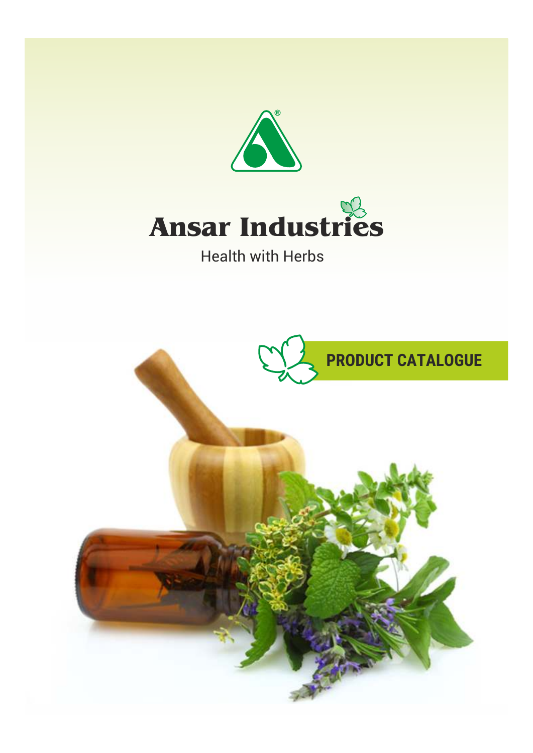# Ansar Industries

Health with Herbs

## PRODUCT CATALOGUE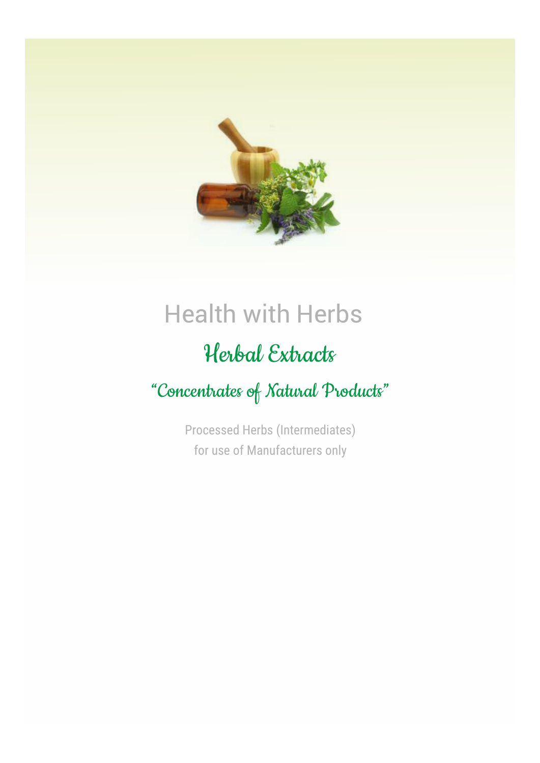# Health with Herbs

## Herbal Extracts

### "Concentrates of Natural Products"

Processed Herbs (Intermediates)
for use of Manufacturers only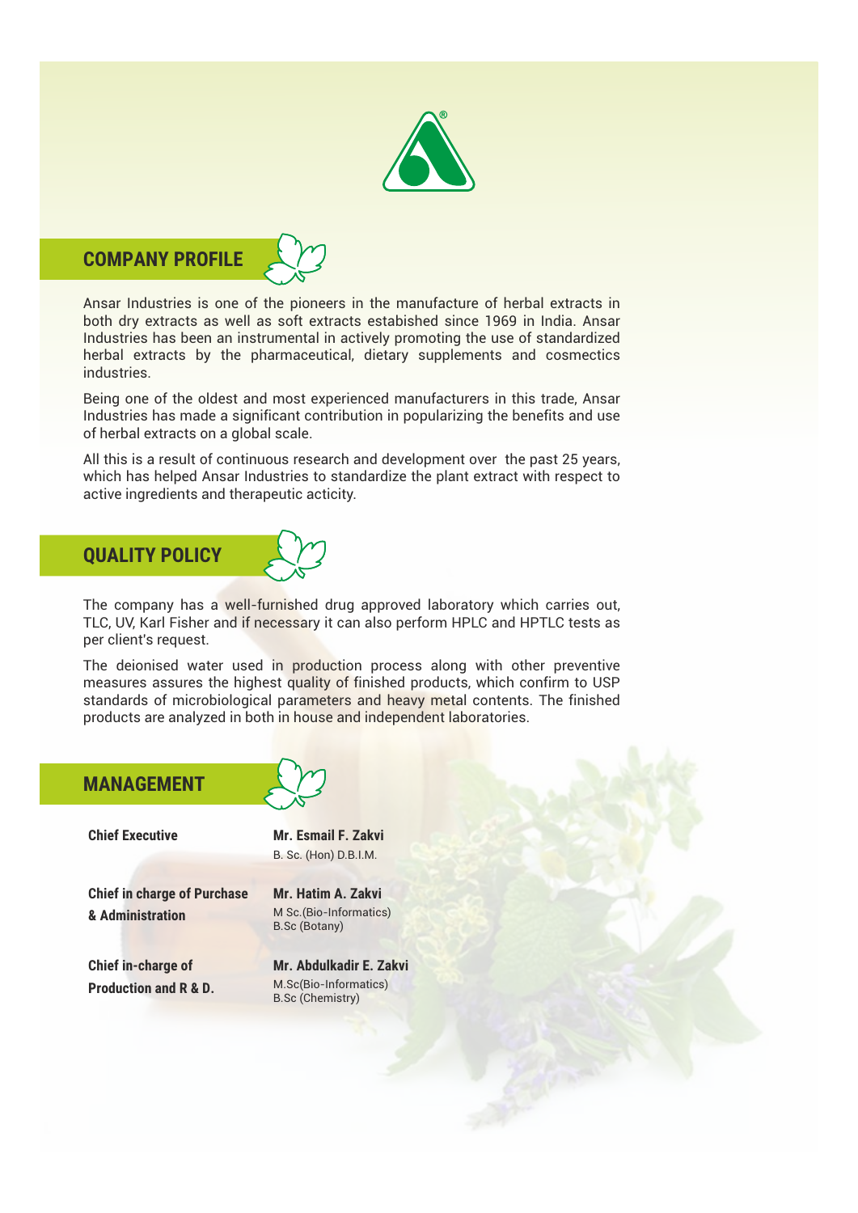## COMPANY PROFILE

Ansar Industries is one of the pioneers in the manufacture of herbal extracts in both dry extracts as well as soft extracts estabished since 1969 in India. Ansar Industries has been an instrumental in actively promoting the use of standardized herbal extracts by the pharmaceutical, dietary supplements and cosmectics industries.

Being one of the oldest and most experienced manufacturers in this trade, Ansar Industries has made a significant contribution in popularizing the benefits and use of herbal extracts on a global scale.

All this is a result of continuous research and development over the past 25 years, which has helped Ansar Industries to standardize the plant extract with respect to active ingredients and therapeutic acticity.

## QUALITY POLICY

The company has a well-furnished drug approved laboratory which carries out, TLC, UV, Karl Fisher and if necessary it can also perform HPLC and HPTLC tests as per client's request.

The deionised water used in production process along with other preventive measures assures the highest quality of finished products, which confirm to USP standards of microbiological parameters and heavy metal contents. The finished products are analyzed in both in house and independent laboratories.

## MANAGEMENT

| | |
|---|---|
| **Chief Executive** | **Mr. Esmail F. Zakvi**<br>B. Sc. (Hon) D.B.I.M. |
| **Chief in charge of Purchase & Administration** | **Mr. Hatim A. Zakvi**<br>M Sc.(Bio-Informatics)<br>B.Sc (Botany) |
| **Chief in-charge of Production and R & D.** | **Mr. Abdulkadir E. Zakvi**<br>M.Sc(Bio-Informatics)<br>B.Sc (Chemistry) |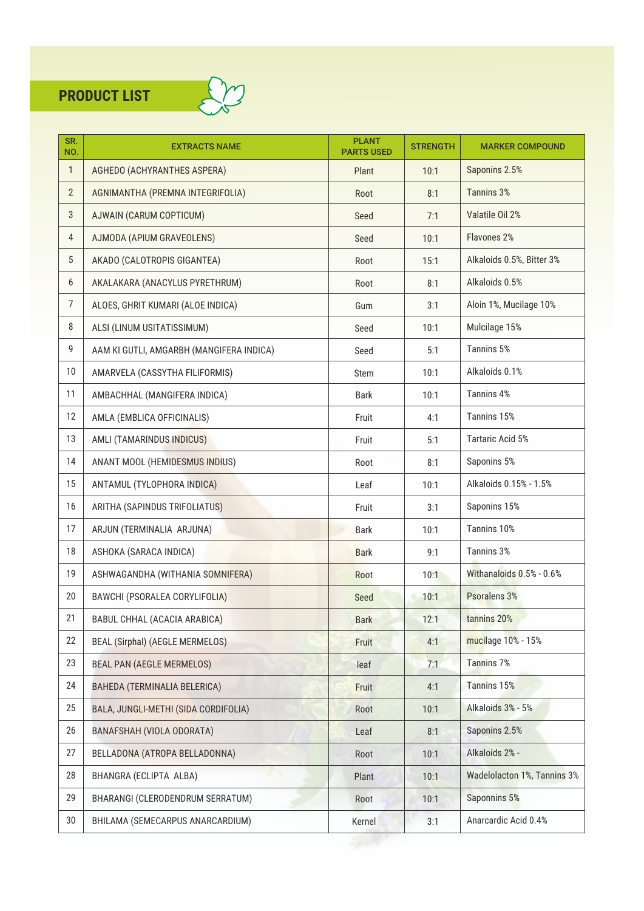## PRODUCT LIST

| SR. NO. | EXTRACTS NAME | PLANT PARTS USED | STRENGTH | MARKER COMPOUND |
|---|---|---|---|---|
| 1 | AGHEDO (ACHYRANTHES ASPERA) | Plant | 10:1 | Saponins 2.5% |
| 2 | AGNIMANTHA (PREMNA INTEGRIFOLIA) | Root | 8:1 | Tannins 3% |
| 3 | AJWAIN (CARUM COPTICUM) | Seed | 7:1 | Valatile Oil 2% |
| 4 | AJMODA (APIUM GRAVEOLENS) | Seed | 10:1 | Flavones 2% |
| 5 | AKADO (CALOTROPIS GIGANTEA) | Root | 15:1 | Alkaloids 0.5%, Bitter 3% |
| 6 | AKALAKARA (ANACYLUS PYRETHRUM) | Root | 8:1 | Alkaloids 0.5% |
| 7 | ALOES, GHRIT KUMARI (ALOE INDICA) | Gum | 3:1 | Aloin 1%, Mucilage 10% |
| 8 | ALSI (LINUM USITATISSIMUM) | Seed | 10:1 | Mulcilage 15% |
| 9 | AAM KI GUTLI, AMGARBH (MANGIFERA INDICA) | Seed | 5:1 | Tannins 5% |
| 10 | AMARVELA (CASSYTHA FILIFORMIS) | Stem | 10:1 | Alkaloids 0.1% |
| 11 | AMBACHHAL (MANGIFERA INDICA) | Bark | 10:1 | Tannins 4% |
| 12 | AMLA (EMBLICA OFFICINALIS) | Fruit | 4:1 | Tannins 15% |
| 13 | AMLI (TAMARINDUS INDICUS) | Fruit | 5:1 | Tartaric Acid 5% |
| 14 | ANANT MOOL (HEMIDESMUS INDIUS) | Root | 8:1 | Saponins 5% |
| 15 | ANTAMUL (TYLOPHORA INDICA) | Leaf | 10:1 | Alkaloids 0.15% - 1.5% |
| 16 | ARITHA (SAPINDUS TRIFOLIATUS) | Fruit | 3:1 | Saponins 15% |
| 17 | ARJUN (TERMINALIA ARJUNA) | Bark | 10:1 | Tannins 10% |
| 18 | ASHOKA (SARACA INDICA) | Bark | 9:1 | Tannins 3% |
| 19 | ASHWAGANDHA (WITHANIA SOMNIFERA) | Root | 10:1 | Withanaloids 0.5% - 0.6% |
| 20 | BAWCHI (PSORALEA CORYLIFOLIA) | Seed | 10:1 | Psoralens 3% |
| 21 | BABUL CHHAL (ACACIA ARABICA) | Bark | 12:1 | tannins 20% |
| 22 | BEAL (Sirphal) (AEGLE MERMELOS) | Fruit | 4:1 | mucilage 10% - 15% |
| 23 | BEAL PAN (AEGLE MERMELOS) | leaf | 7:1 | Tannins 7% |
| 24 | BAHEDA (TERMINALIA BELERICA) | Fruit | 4:1 | Tannins 15% |
| 25 | BALA, JUNGLI-METHI (SIDA CORDIFOLIA) | Root | 10:1 | Alkaloids 3% - 5% |
| 26 | BANAFSHAH (VIOLA ODORATA) | Leaf | 8:1 | Saponins 2.5% |
| 27 | BELLADONA (ATROPA BELLADONNA) | Root | 10:1 | Alkaloids 2% - |
| 28 | BHANGRA (ECLIPTA ALBA) | Plant | 10:1 | Wadelolacton 1%, Tannins 3% |
| 29 | BHARANGI (CLERODENDRUM SERRATUM) | Root | 10:1 | Saponnins 5% |
| 30 | BHILAMA (SEMECARPUS ANARCARDIUM) | Kernel | 3:1 | Anarcardic Acid 0.4% |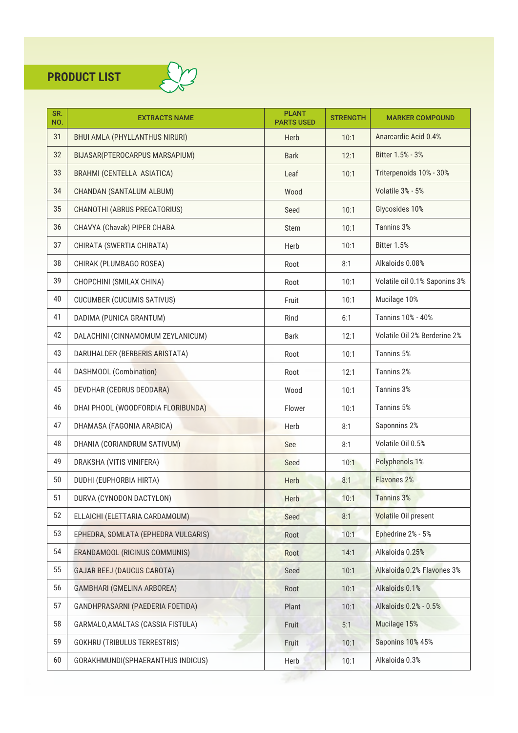## PRODUCT LIST

| SR. NO. | EXTRACTS NAME | PLANT PARTS USED | STRENGTH | MARKER COMPOUND |
|---|---|---|---|---|
| 31 | BHUI AMLA (PHYLLANTHUS NIRURI) | Herb | 10:1 | Anarcardic Acid 0.4% |
| 32 | BIJASAR(PTEROCARPUS MARSAPIUM) | Bark | 12:1 | Bitter 1.5% - 3% |
| 33 | BRAHMI (CENTELLA ASIATICA) | Leaf | 10:1 | Triterpenoids 10% - 30% |
| 34 | CHANDAN (SANTALUM ALBUM) | Wood | | Volatile 3% - 5% |
| 35 | CHANOTHI (ABRUS PRECATORIUS) | Seed | 10:1 | Glycosides 10% |
| 36 | CHAVYA (Chavak) PIPER CHABA | Stem | 10:1 | Tannins 3% |
| 37 | CHIRATA (SWERTIA CHIRATA) | Herb | 10:1 | Bitter 1.5% |
| 38 | CHIRAK (PLUMBAGO ROSEA) | Root | 8:1 | Alkaloids 0.08% |
| 39 | CHOPCHINI (SMILAX CHINA) | Root | 10:1 | Volatile oil 0.1% Saponins 3% |
| 40 | CUCUMBER (CUCUMIS SATIVUS) | Fruit | 10:1 | Mucilage 10% |
| 41 | DADIMA (PUNICA GRANTUM) | Rind | 6:1 | Tannins 10% - 40% |
| 42 | DALACHINI (CINNAMOMUM ZEYLANICUM) | Bark | 12:1 | Volatile Oil 2% Berderine 2% |
| 43 | DARUHALDER (BERBERIS ARISTATA) | Root | 10:1 | Tannins 5% |
| 44 | DASHMOOL (Combination) | Root | 12:1 | Tannins 2% |
| 45 | DEVDHAR (CEDRUS DEODARA) | Wood | 10:1 | Tannins 3% |
| 46 | DHAI PHOOL (WOODFORDIA FLORIBUNDA) | Flower | 10:1 | Tannins 5% |
| 47 | DHAMASA (FAGONIA ARABICA) | Herb | 8:1 | Saponnins 2% |
| 48 | DHANIA (CORIANDRUM SATIVUM) | See | 8:1 | Volatile Oil 0.5% |
| 49 | DRAKSHA (VITIS VINIFERA) | Seed | 10:1 | Polyphenols 1% |
| 50 | DUDHI (EUPHORBIA HIRTA) | Herb | 8:1 | Flavones 2% |
| 51 | DURVA (CYNODON DACTYLON) | Herb | 10:1 | Tannins 3% |
| 52 | ELLAICHI (ELETTARIA CARDAMOUM) | Seed | 8:1 | Volatile Oil present |
| 53 | EPHEDRA, SOMLATA (EPHEDRA VULGARIS) | Root | 10:1 | Ephedrine 2% - 5% |
| 54 | ERANDAMOOL (RICINUS COMMUNIS) | Root | 14:1 | Alkaloida 0.25% |
| 55 | GAJAR BEEJ (DAUCUS CAROTA) | Seed | 10:1 | Alkaloida 0.2% Flavones 3% |
| 56 | GAMBHARI (GMELINA ARBOREA) | Root | 10:1 | Alkaloids 0.1% |
| 57 | GANDHPRASARNI (PAEDERIA FOETIDA) | Plant | 10:1 | Alkaloids 0.2% - 0.5% |
| 58 | GARMALO,AMALTAS (CASSIA FISTULA) | Fruit | 5:1 | Mucilage 15% |
| 59 | GOKHRU (TRIBULUS TERRESTRIS) | Fruit | 10:1 | Saponins 10% 45% |
| 60 | GORAKHMUNDI(SPHAERANTHUS INDICUS) | Herb | 10:1 | Alkaloida 0.3% |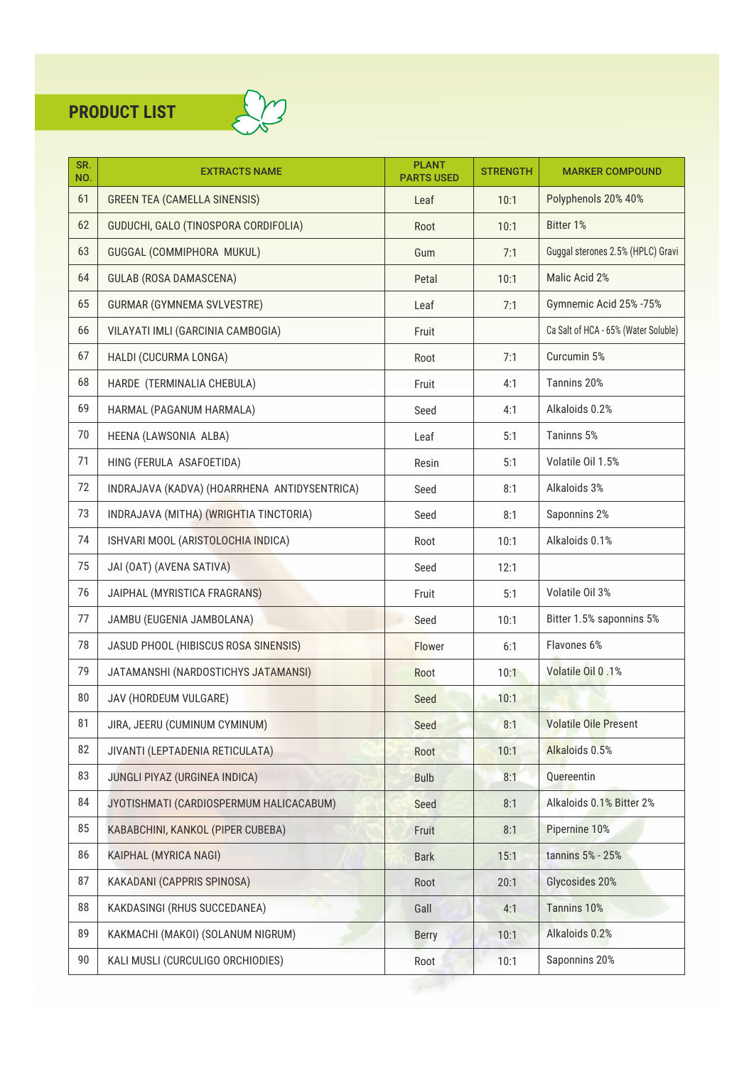## PRODUCT LIST

| SR. NO. | EXTRACTS NAME | PLANT PARTS USED | STRENGTH | MARKER COMPOUND |
|---|---|---|---|---|
| 61 | GREEN TEA (CAMELLA SINENSIS) | Leaf | 10:1 | Polyphenols 20% 40% |
| 62 | GUDUCHI, GALO (TINOSPORA CORDIFOLIA) | Root | 10:1 | Bitter 1% |
| 63 | GUGGAL (COMMIPHORA MUKUL) | Gum | 7:1 | Guggal sterones 2.5% (HPLC) Gravi |
| 64 | GULAB (ROSA DAMASCENA) | Petal | 10:1 | Malic Acid 2% |
| 65 | GURMAR (GYMNEMA SVLVESTRE) | Leaf | 7:1 | Gymnemic Acid 25% -75% |
| 66 | VILAYATI IMLI (GARCINIA CAMBOGIA) | Fruit | | Ca Salt of HCA - 65% (Water Soluble) |
| 67 | HALDI (CUCURMA LONGA) | Root | 7:1 | Curcumin 5% |
| 68 | HARDE (TERMINALIA CHEBULA) | Fruit | 4:1 | Tannins 20% |
| 69 | HARMAL (PAGANUM HARMALA) | Seed | 4:1 | Alkaloids 0.2% |
| 70 | HEENA (LAWSONIA ALBA) | Leaf | 5:1 | Taninns 5% |
| 71 | HING (FERULA ASAFOETIDA) | Resin | 5:1 | Volatile Oil 1.5% |
| 72 | INDRAJAVA (KADVA) (HOARRHENA ANTIDYSENTRICA) | Seed | 8:1 | Alkaloids 3% |
| 73 | INDRAJAVA (MITHA) (WRIGHTIA TINCTORIA) | Seed | 8:1 | Saponnins 2% |
| 74 | ISHVARI MOOL (ARISTOLOCHIA INDICA) | Root | 10:1 | Alkaloids 0.1% |
| 75 | JAI (OAT) (AVENA SATIVA) | Seed | 12:1 | |
| 76 | JAIPHAL (MYRISTICA FRAGRANS) | Fruit | 5:1 | Volatile Oil 3% |
| 77 | JAMBU (EUGENIA JAMBOLANA) | Seed | 10:1 | Bitter 1.5% saponnins 5% |
| 78 | JASUD PHOOL (HIBISCUS ROSA SINENSIS) | Flower | 6:1 | Flavones 6% |
| 79 | JATAMANSHI (NARDOSTICHYS JATAMANSI) | Root | 10:1 | Volatile Oil 0 .1% |
| 80 | JAV (HORDEUM VULGARE) | Seed | 10:1 | |
| 81 | JIRA, JEERU (CUMINUM CYMINUM) | Seed | 8:1 | Volatile Oile Present |
| 82 | JIVANTI (LEPTADENIA RETICULATA) | Root | 10:1 | Alkaloids 0.5% |
| 83 | JUNGLI PIYAZ (URGINEA INDICA) | Bulb | 8:1 | Quereentin |
| 84 | JYOTISHMATI (CARDIOSPERMUM HALICACABUM) | Seed | 8:1 | Alkaloids 0.1% Bitter 2% |
| 85 | KABABCHINI, KANKOL (PIPER CUBEBA) | Fruit | 8:1 | Pipernine 10% |
| 86 | KAIPHAL (MYRICA NAGI) | Bark | 15:1 | tannins 5% - 25% |
| 87 | KAKADANI (CAPPRIS SPINOSA) | Root | 20:1 | Glycosides 20% |
| 88 | KAKDASINGI (RHUS SUCCEDANEA) | Gall | 4:1 | Tannins 10% |
| 89 | KAKMACHI (MAKOI) (SOLANUM NIGRUM) | Berry | 10:1 | Alkaloids 0.2% |
| 90 | KALI MUSLI (CURCULIGO ORCHIODIES) | Root | 10:1 | Saponnins 20% |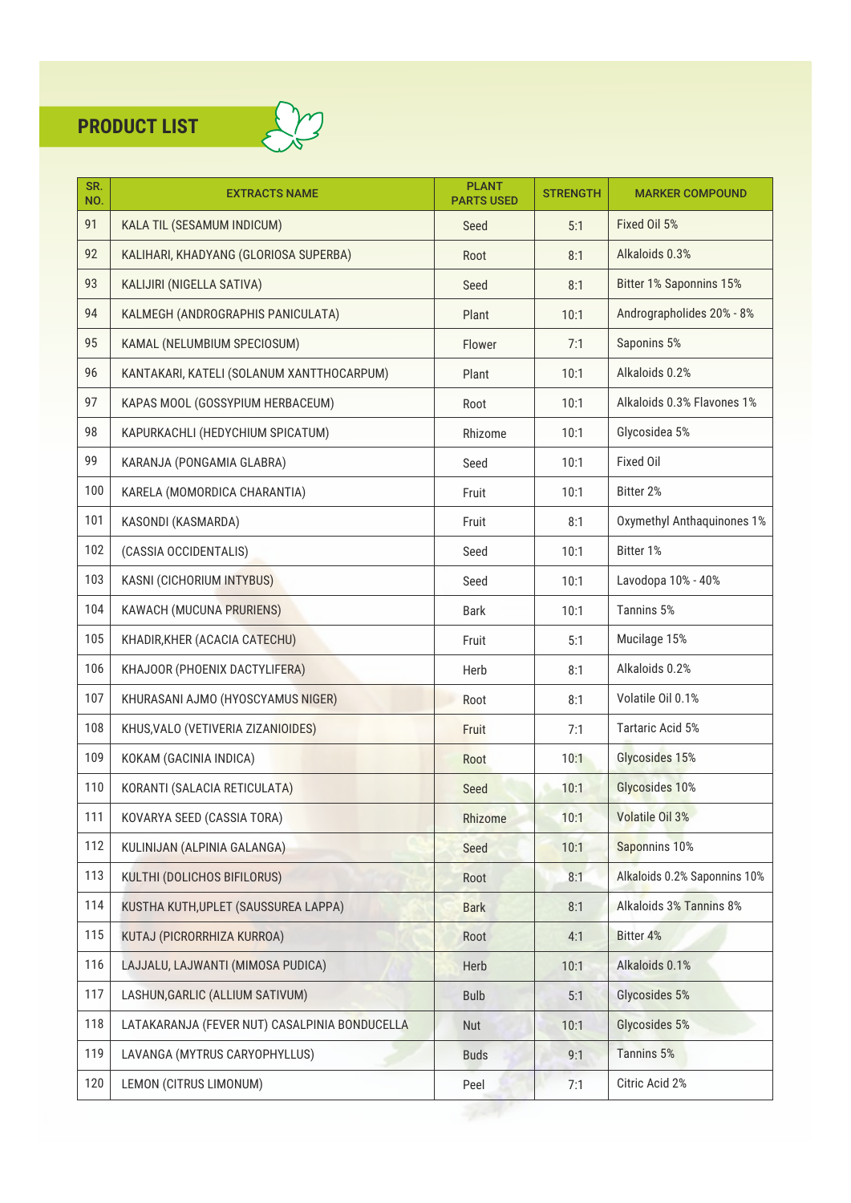## PRODUCT LIST

| SR. NO. | EXTRACTS NAME | PLANT PARTS USED | STRENGTH | MARKER COMPOUND |
|---|---|---|---|---|
| 91 | KALA TIL (SESAMUM INDICUM) | Seed | 5:1 | Fixed Oil 5% |
| 92 | KALIHARI, KHADYANG (GLORIOSA SUPERBA) | Root | 8:1 | Alkaloids 0.3% |
| 93 | KALIJIRI (NIGELLA SATIVA) | Seed | 8:1 | Bitter 1% Saponnins 15% |
| 94 | KALMEGH (ANDROGRAPHIS PANICULATA) | Plant | 10:1 | Andrographolides 20% - 8% |
| 95 | KAMAL (NELUMBIUM SPECIOSUM) | Flower | 7:1 | Saponins 5% |
| 96 | KANTAKARI, KATELI (SOLANUM XANTTHOCARPUM) | Plant | 10:1 | Alkaloids 0.2% |
| 97 | KAPAS MOOL (GOSSYPIUM HERBACEUM) | Root | 10:1 | Alkaloids 0.3% Flavones 1% |
| 98 | KAPURKACHLI (HEDYCHIUM SPICATUM) | Rhizome | 10:1 | Glycosidea 5% |
| 99 | KARANJA (PONGAMIA GLABRA) | Seed | 10:1 | Fixed Oil |
| 100 | KARELA (MOMORDICA CHARANTIA) | Fruit | 10:1 | Bitter 2% |
| 101 | KASONDI (KASMARDA) | Fruit | 8:1 | Oxymethyl Anthaquinones 1% |
| 102 | (CASSIA OCCIDENTALIS) | Seed | 10:1 | Bitter 1% |
| 103 | KASNI (CICHORIUM INTYBUS) | Seed | 10:1 | Lavodopa 10% - 40% |
| 104 | KAWACH (MUCUNA PRURIENS) | Bark | 10:1 | Tannins 5% |
| 105 | KHADIR,KHER (ACACIA CATECHU) | Fruit | 5:1 | Mucilage 15% |
| 106 | KHAJOOR (PHOENIX DACTYLIFERA) | Herb | 8:1 | Alkaloids 0.2% |
| 107 | KHURASANI AJMO (HYOSCYAMUS NIGER) | Root | 8:1 | Volatile Oil 0.1% |
| 108 | KHUS,VALO (VETIVERIA ZIZANIOIDES) | Fruit | 7:1 | Tartaric Acid 5% |
| 109 | KOKAM (GACINIA INDICA) | Root | 10:1 | Glycosides 15% |
| 110 | KORANTI (SALACIA RETICULATA) | Seed | 10:1 | Glycosides 10% |
| 111 | KOVARYA SEED (CASSIA TORA) | Rhizome | 10:1 | Volatile Oil 3% |
| 112 | KULINIJAN (ALPINIA GALANGA) | Seed | 10:1 | Saponnins 10% |
| 113 | KULTHI (DOLICHOS BIFILORUS) | Root | 8:1 | Alkaloids 0.2% Saponnins 10% |
| 114 | KUSTHA KUTH,UPLET (SAUSSUREA LAPPA) | Bark | 8:1 | Alkaloids 3% Tannins 8% |
| 115 | KUTAJ (PICRORRHIZA KURROA) | Root | 4:1 | Bitter 4% |
| 116 | LAJJALU, LAJWANTI (MIMOSA PUDICA) | Herb | 10:1 | Alkaloids 0.1% |
| 117 | LASHUN,GARLIC (ALLIUM SATIVUM) | Bulb | 5:1 | Glycosides 5% |
| 118 | LATAKARANJA (FEVER NUT) CASALPINIA BONDUCELLA | Nut | 10:1 | Glycosides 5% |
| 119 | LAVANGA (MYTRUS CARYOPHYLLUS) | Buds | 9:1 | Tannins 5% |
| 120 | LEMON (CITRUS LIMONUM) | Peel | 7:1 | Citric Acid 2% |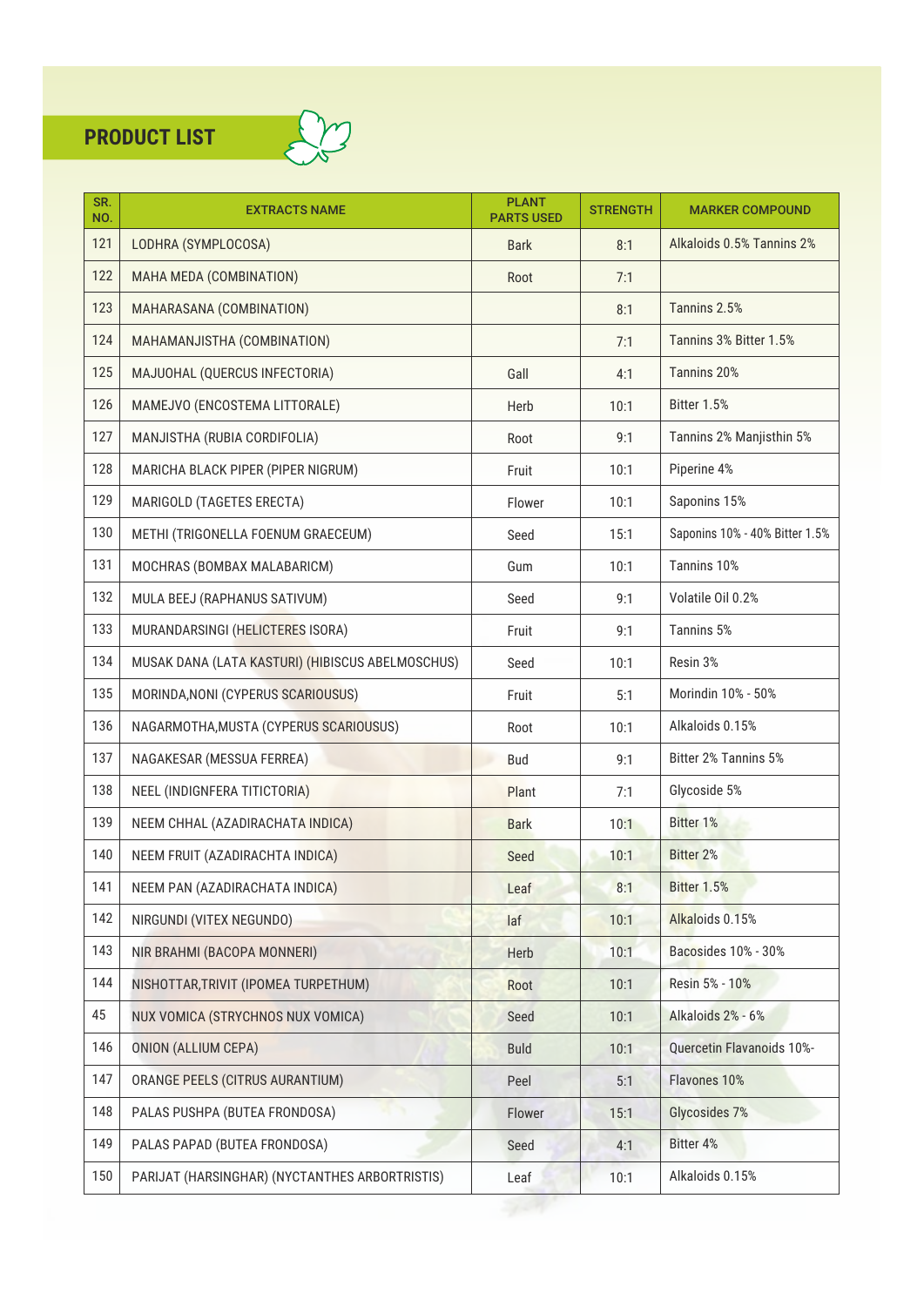## PRODUCT LIST

| SR. NO. | EXTRACTS NAME | PLANT PARTS USED | STRENGTH | MARKER COMPOUND |
|---|---|---|---|---|
| 121 | LODHRA (SYMPLOCOSA) | Bark | 8:1 | Alkaloids 0.5% Tannins 2% |
| 122 | MAHA MEDA (COMBINATION) | Root | 7:1 | |
| 123 | MAHARASANA (COMBINATION) | | 8:1 | Tannins 2.5% |
| 124 | MAHAMANJISTHA (COMBINATION) | | 7:1 | Tannins 3% Bitter 1.5% |
| 125 | MAJUOHAL (QUERCUS INFECTORIA) | Gall | 4:1 | Tannins 20% |
| 126 | MAMEJVO (ENCOSTEMA LITTORALE) | Herb | 10:1 | Bitter 1.5% |
| 127 | MANJISTHA (RUBIA CORDIFOLIA) | Root | 9:1 | Tannins 2% Manjisthin 5% |
| 128 | MARICHA BLACK PIPER (PIPER NIGRUM) | Fruit | 10:1 | Piperine 4% |
| 129 | MARIGOLD (TAGETES ERECTA) | Flower | 10:1 | Saponins 15% |
| 130 | METHI (TRIGONELLA FOENUM GRAECEUM) | Seed | 15:1 | Saponins 10% - 40% Bitter 1.5% |
| 131 | MOCHRAS (BOMBAX MALABARICM) | Gum | 10:1 | Tannins 10% |
| 132 | MULA BEEJ (RAPHANUS SATIVUM) | Seed | 9:1 | Volatile Oil 0.2% |
| 133 | MURANDARSINGI (HELICTERES ISORA) | Fruit | 9:1 | Tannins 5% |
| 134 | MUSAK DANA (LATA KASTURI) (HIBISCUS ABELMOSCHUS) | Seed | 10:1 | Resin 3% |
| 135 | MORINDA,NONI (CYPERUS SCARIOUSUS) | Fruit | 5:1 | Morindin 10% - 50% |
| 136 | NAGARMOTHA,MUSTA (CYPERUS SCARIOUSUS) | Root | 10:1 | Alkaloids 0.15% |
| 137 | NAGAKESAR (MESSUA FERREA) | Bud | 9:1 | Bitter 2% Tannins 5% |
| 138 | NEEL (INDIGNFERA TITICTORIA) | Plant | 7:1 | Glycoside 5% |
| 139 | NEEM CHHAL (AZADIRACHATA INDICA) | Bark | 10:1 | Bitter 1% |
| 140 | NEEM FRUIT (AZADIRACHTA INDICA) | Seed | 10:1 | Bitter 2% |
| 141 | NEEM PAN (AZADIRACHATA INDICA) | Leaf | 8:1 | Bitter 1.5% |
| 142 | NIRGUNDI (VITEX NEGUNDO) | laf | 10:1 | Alkaloids 0.15% |
| 143 | NIR BRAHMI (BACOPA MONNERI) | Herb | 10:1 | Bacosides 10% - 30% |
| 144 | NISHOTTAR,TRIVIT (IPOMEA TURPETHUM) | Root | 10:1 | Resin 5% - 10% |
| 45 | NUX VOMICA (STRYCHNOS NUX VOMICA) | Seed | 10:1 | Alkaloids 2% - 6% |
| 146 | ONION (ALLIUM CEPA) | Buld | 10:1 | Quercetin Flavanoids 10%- |
| 147 | ORANGE PEELS (CITRUS AURANTIUM) | Peel | 5:1 | Flavones 10% |
| 148 | PALAS PUSHPA (BUTEA FRONDOSA) | Flower | 15:1 | Glycosides 7% |
| 149 | PALAS PAPAD (BUTEA FRONDOSA) | Seed | 4:1 | Bitter 4% |
| 150 | PARIJAT (HARSINGHAR) (NYCTANTHES ARBORTRISTIS) | Leaf | 10:1 | Alkaloids 0.15% |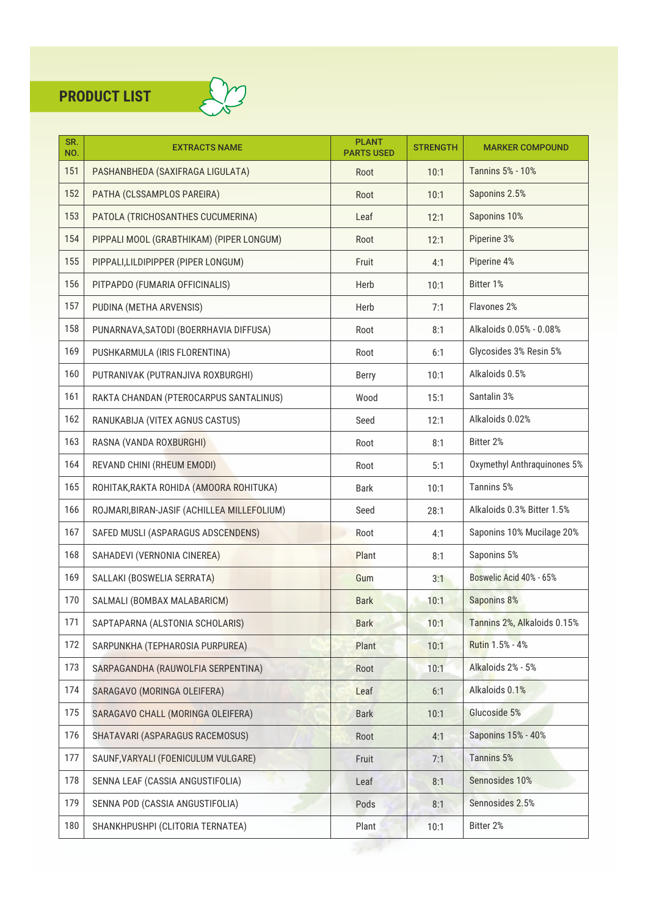## PRODUCT LIST

| SR. NO. | EXTRACTS NAME | PLANT PARTS USED | STRENGTH | MARKER COMPOUND |
|---|---|---|---|---|
| 151 | PASHANBHEDA (SAXIFRAGA LIGULATA) | Root | 10:1 | Tannins 5% - 10% |
| 152 | PATHA (CLSSAMPLOS PAREIRA) | Root | 10:1 | Saponins 2.5% |
| 153 | PATOLA (TRICHOSANTHES CUCUMERINA) | Leaf | 12:1 | Saponins 10% |
| 154 | PIPPALI MOOL (GRABTHIKAM) (PIPER LONGUM) | Root | 12:1 | Piperine 3% |
| 155 | PIPPALI,LILDIPIPPER (PIPER LONGUM) | Fruit | 4:1 | Piperine 4% |
| 156 | PITPAPDO (FUMARIA OFFICINALIS) | Herb | 10:1 | Bitter 1% |
| 157 | PUDINA (METHA ARVENSIS) | Herb | 7:1 | Flavones 2% |
| 158 | PUNARNAVA,SATODI (BOERRHAVIA DIFFUSA) | Root | 8:1 | Alkaloids 0.05% - 0.08% |
| 169 | PUSHKARMULA (IRIS FLORENTINA) | Root | 6:1 | Glycosides 3% Resin 5% |
| 160 | PUTRANIVAK (PUTRANJIVA ROXBURGHI) | Berry | 10:1 | Alkaloids 0.5% |
| 161 | RAKTA CHANDAN (PTEROCARPUS SANTALINUS) | Wood | 15:1 | Santalin 3% |
| 162 | RANUKABIJA (VITEX AGNUS CASTUS) | Seed | 12:1 | Alkaloids 0.02% |
| 163 | RASNA (VANDA ROXBURGHI) | Root | 8:1 | Bitter 2% |
| 164 | REVAND CHINI (RHEUM EMODI) | Root | 5:1 | Oxymethyl Anthraquinones 5% |
| 165 | ROHITAK,RAKTA ROHIDA (AMOORA ROHITUKA) | Bark | 10:1 | Tannins 5% |
| 166 | ROJMARI,BIRAN-JASIF (ACHILLEA MILLEFOLIUM) | Seed | 28:1 | Alkaloids 0.3% Bitter 1.5% |
| 167 | SAFED MUSLI (ASPARAGUS ADSCENDENS) | Root | 4:1 | Saponins 10% Mucilage 20% |
| 168 | SAHADEVI (VERNONIA CINEREA) | Plant | 8:1 | Saponins 5% |
| 169 | SALLAKI (BOSWELIA SERRATA) | Gum | 3:1 | Boswelic Acid 40% - 65% |
| 170 | SALMALI (BOMBAX MALABARICM) | Bark | 10:1 | Saponins 8% |
| 171 | SAPTAPARNA (ALSTONIA SCHOLARIS) | Bark | 10:1 | Tannins 2%, Alkaloids 0.15% |
| 172 | SARPUNKHA (TEPHAROSIA PURPUREA) | Plant | 10:1 | Rutin 1.5% - 4% |
| 173 | SARPAGANDHA (RAUWOLFIA SERPENTINA) | Root | 10:1 | Alkaloids 2% - 5% |
| 174 | SARAGAVO (MORINGA OLEIFERA) | Leaf | 6:1 | Alkaloids 0.1% |
| 175 | SARAGAVO CHALL (MORINGA OLEIFERA) | Bark | 10:1 | Glucoside 5% |
| 176 | SHATAVARI (ASPARAGUS RACEMOSUS) | Root | 4:1 | Saponins 15% - 40% |
| 177 | SAUNF,VARYALI (FOENICULUM VULGARE) | Fruit | 7:1 | Tannins 5% |
| 178 | SENNA LEAF (CASSIA ANGUSTIFOLIA) | Leaf | 8:1 | Sennosides 10% |
| 179 | SENNA POD (CASSIA ANGUSTIFOLIA) | Pods | 8:1 | Sennosides 2.5% |
| 180 | SHANKHPUSHPI (CLITORIA TERNATEA) | Plant | 10:1 | Bitter 2% |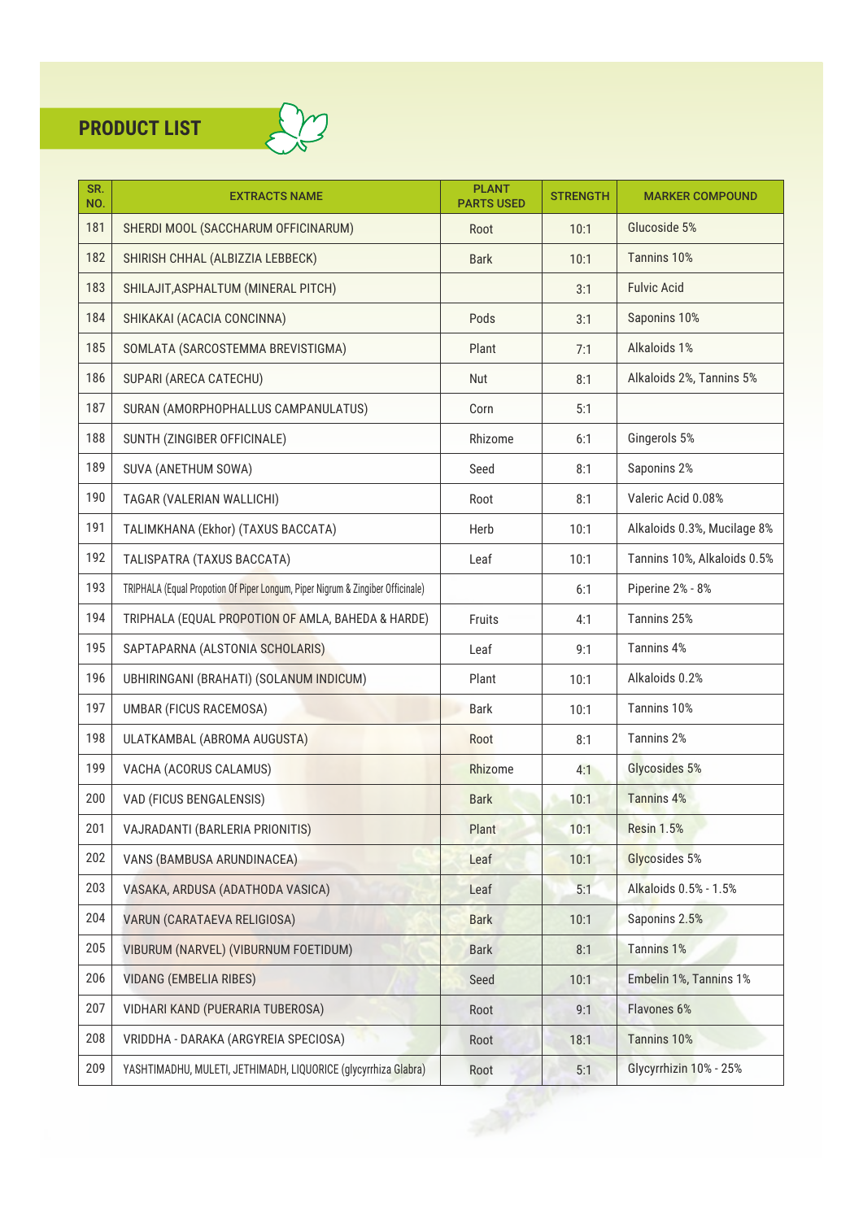## PRODUCT LIST

| SR. NO. | EXTRACTS NAME | PLANT PARTS USED | STRENGTH | MARKER COMPOUND |
|---|---|---|---|---|
| 181 | SHERDI MOOL (SACCHARUM OFFICINARUM) | Root | 10:1 | Glucoside 5% |
| 182 | SHIRISH CHHAL (ALBIZZIA LEBBECK) | Bark | 10:1 | Tannins 10% |
| 183 | SHILAJIT,ASPHALTUM (MINERAL PITCH) | | 3:1 | Fulvic Acid |
| 184 | SHIKAKAI (ACACIA CONCINNA) | Pods | 3:1 | Saponins 10% |
| 185 | SOMLATA (SARCOSTEMMA BREVISTIGMA) | Plant | 7:1 | Alkaloids 1% |
| 186 | SUPARI (ARECA CATECHU) | Nut | 8:1 | Alkaloids 2%, Tannins 5% |
| 187 | SURAN (AMORPHOPHALLUS CAMPANULATUS) | Corn | 5:1 | |
| 188 | SUNTH (ZINGIBER OFFICINALE) | Rhizome | 6:1 | Gingerols 5% |
| 189 | SUVA (ANETHUM SOWA) | Seed | 8:1 | Saponins 2% |
| 190 | TAGAR (VALERIAN WALLICHI) | Root | 8:1 | Valeric Acid 0.08% |
| 191 | TALIMKHANA (Ekhor) (TAXUS BACCATA) | Herb | 10:1 | Alkaloids 0.3%, Mucilage 8% |
| 192 | TALISPATRA (TAXUS BACCATA) | Leaf | 10:1 | Tannins 10%, Alkaloids 0.5% |
| 193 | TRIPHALA (Equal Propotion Of Piper Longum, Piper Nigrum & Zingiber Officinale) | | 6:1 | Piperine 2% - 8% |
| 194 | TRIPHALA (EQUAL PROPOTION OF AMLA, BAHEDA & HARDE) | Fruits | 4:1 | Tannins 25% |
| 195 | SAPTAPARNA (ALSTONIA SCHOLARIS) | Leaf | 9:1 | Tannins 4% |
| 196 | UBHIRINGANI (BRAHATI) (SOLANUM INDICUM) | Plant | 10:1 | Alkaloids 0.2% |
| 197 | UMBAR (FICUS RACEMOSA) | Bark | 10:1 | Tannins 10% |
| 198 | ULATKAMBAL (ABROMA AUGUSTA) | Root | 8:1 | Tannins 2% |
| 199 | VACHA (ACORUS CALAMUS) | Rhizome | 4:1 | Glycosides 5% |
| 200 | VAD (FICUS BENGALENSIS) | Bark | 10:1 | Tannins 4% |
| 201 | VAJRADANTI (BARLERIA PRIONITIS) | Plant | 10:1 | Resin 1.5% |
| 202 | VANS (BAMBUSA ARUNDINACEA) | Leaf | 10:1 | Glycosides 5% |
| 203 | VASAKA, ARDUSA (ADATHODA VASICA) | Leaf | 5:1 | Alkaloids 0.5% - 1.5% |
| 204 | VARUN (CARATAEVA RELIGIOSA) | Bark | 10:1 | Saponins 2.5% |
| 205 | VIBURUM (NARVEL) (VIBURNUM FOETIDUM) | Bark | 8:1 | Tannins 1% |
| 206 | VIDANG (EMBELIA RIBES) | Seed | 10:1 | Embelin 1%, Tannins 1% |
| 207 | VIDHARI KAND (PUERARIA TUBEROSA) | Root | 9:1 | Flavones 6% |
| 208 | VRIDDHA - DARAKA (ARGYREIA SPECIOSA) | Root | 18:1 | Tannins 10% |
| 209 | YASHTIMADHU, MULETI, JETHIMADH, LIQUORICE (glycyrrhiza Glabra) | Root | 5:1 | Glycyrrhizin 10% - 25% |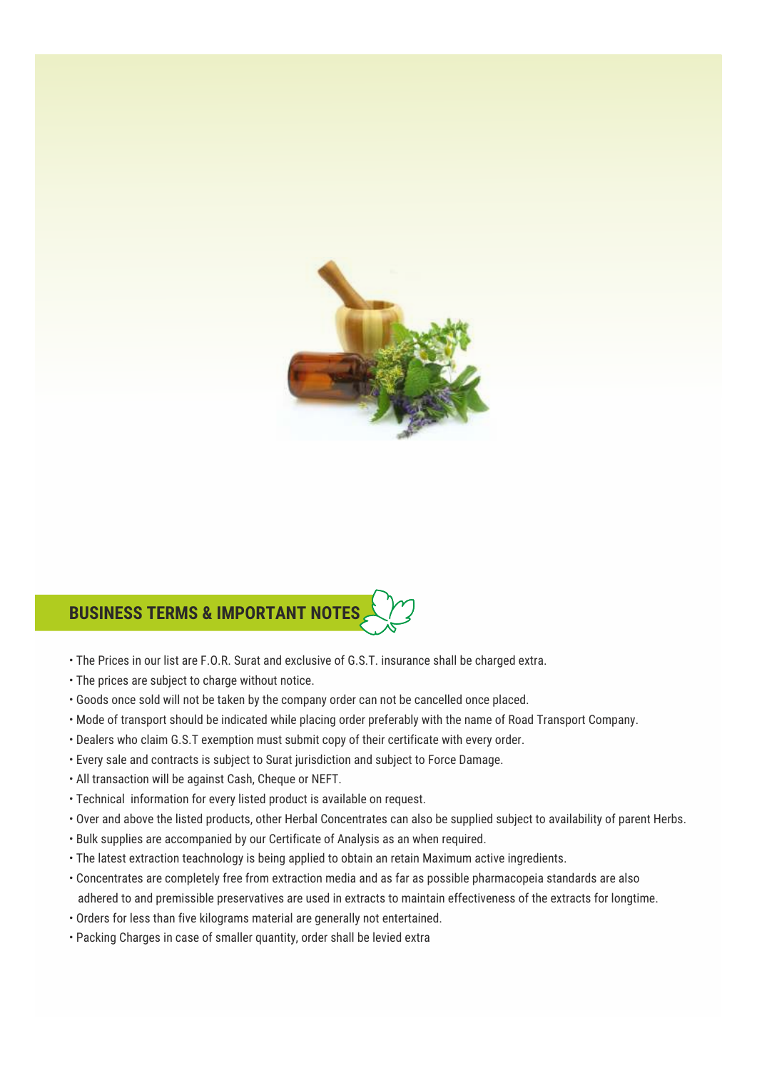## BUSINESS TERMS & IMPORTANT NOTES

- The Prices in our list are F.O.R. Surat and exclusive of G.S.T. insurance shall be charged extra.
- The prices are subject to charge without notice.
- Goods once sold will not be taken by the company order can not be cancelled once placed.
- Mode of transport should be indicated while placing order preferably with the name of Road Transport Company.
- Dealers who claim G.S.T exemption must submit copy of their certificate with every order.
- Every sale and contracts is subject to Surat jurisdiction and subject to Force Damage.
- All transaction will be against Cash, Cheque or NEFT.
- Technical information for every listed product is available on request.
- Over and above the listed products, other Herbal Concentrates can also be supplied subject to availability of parent Herbs.
- Bulk supplies are accompanied by our Certificate of Analysis as an when required.
- The latest extraction teachnology is being applied to obtain an retain Maximum active ingredients.
- Concentrates are completely free from extraction media and as far as possible pharmacopeia standards are also adhered to and premissible preservatives are used in extracts to maintain effectiveness of the extracts for longtime.
- Orders for less than five kilograms material are generally not entertained.
- Packing Charges in case of smaller quantity, order shall be levied extra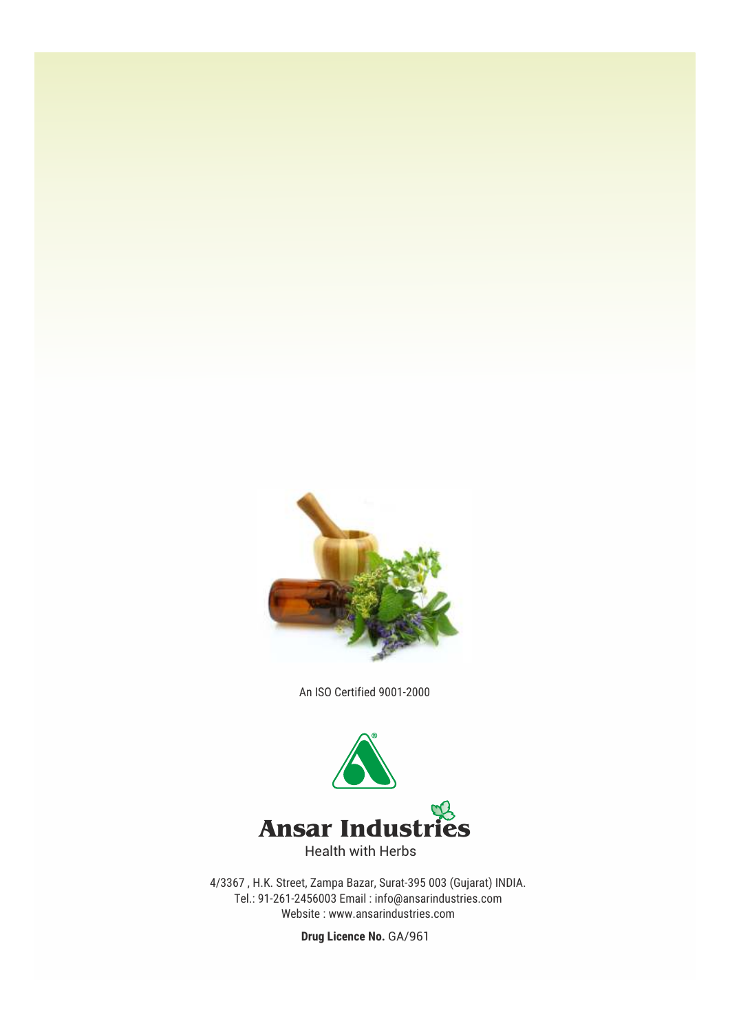An ISO Certified 9001-2000

**Ansar Industries**

Health with Herbs

4/3367 , H.K. Street, Zampa Bazar, Surat-395 003 (Gujarat) INDIA.
Tel.: 91-261-2456003 Email : info@ansarindustries.com
Website : www.ansarindustries.com

**Drug Licence No.** GA/961